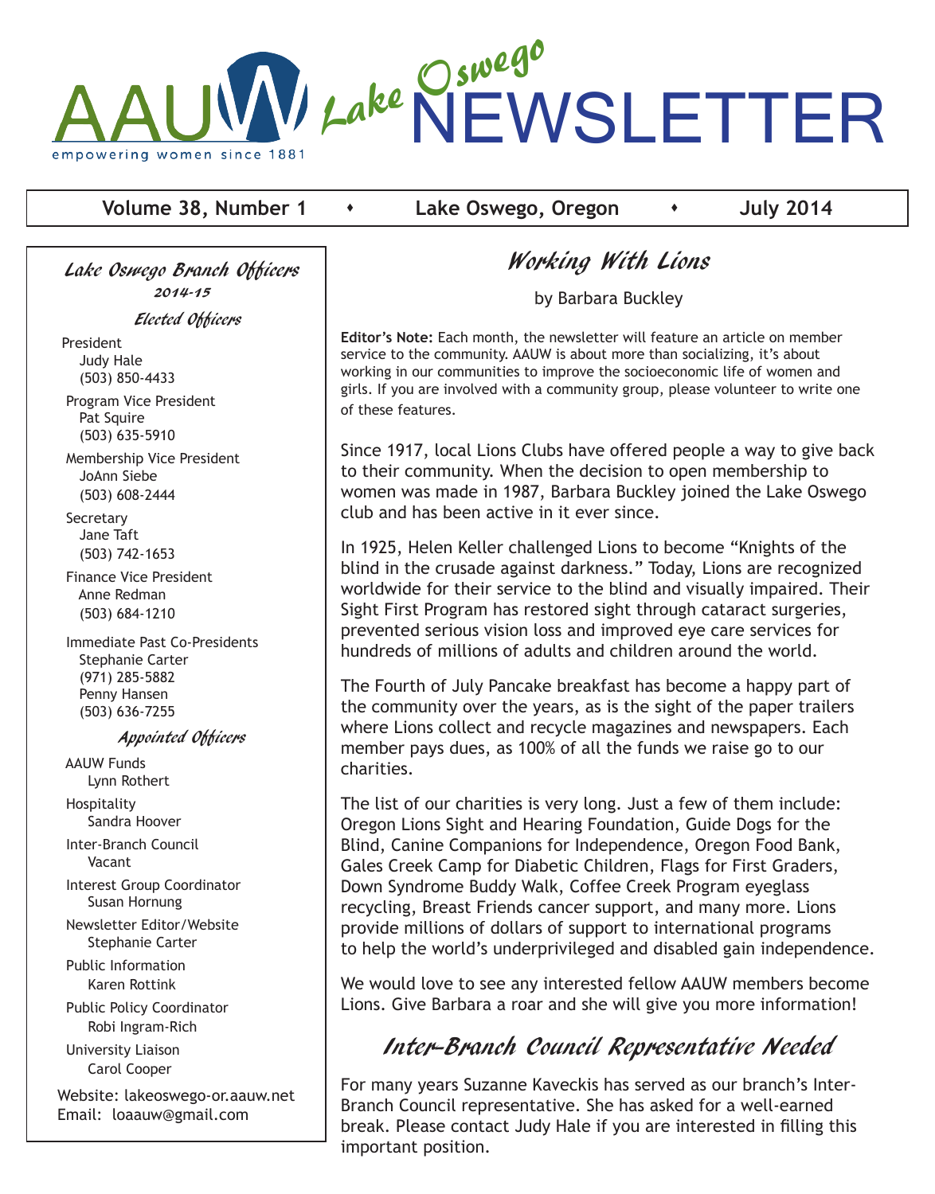# AAUW Lake Oswego NEWSLETTER

empowering women since 1881

**Volume 38, Number 1 • Lake Oswego, Oregon • July 2014**

## Working With Lions

by Barbara Buckley

**Editor's Note:** Each month, the newsletter will feature an article on member service to the community. AAUW is about more than socializing, it's about working in our communities to improve the socioeconomic life of women and girls. If you are involved with a community group, please volunteer to write one of these features.

Since 1917, local Lions Clubs have offered people a way to give back to their community. When the decision to open membership to women was made in 1987, Barbara Buckley joined the Lake Oswego club and has been active in it ever since.

In 1925, Helen Keller challenged Lions to become "Knights of the blind in the crusade against darkness." Today, Lions are recognized worldwide for their service to the blind and visually impaired. Their Sight First Program has restored sight through cataract surgeries, prevented serious vision loss and improved eye care services for hundreds of millions of adults and children around the world.

The Fourth of July Pancake breakfast has become a happy part of the community over the years, as is the sight of the paper trailers where Lions collect and recycle magazines and newspapers. Each member pays dues, as 100% of all the funds we raise go to our charities.

The list of our charities is very long. Just a few of them include: Oregon Lions Sight and Hearing Foundation, Guide Dogs for the Blind, Canine Companions for Independence, Oregon Food Bank, Gales Creek Camp for Diabetic Children, Flags for First Graders, Down Syndrome Buddy Walk, Coffee Creek Program eyeglass recycling, Breast Friends cancer support, and many more. Lions provide millions of dollars of support to international programs to help the world's underprivileged and disabled gain independence.

We would love to see any interested fellow AAUW members become Lions. Give Barbara a roar and she will give you more information!

## Inter-Branch Council Representative Needed

For many years Suzanne Kaveckis has served as our branch's Inter-Branch Council representative. She has asked for a well-earned break. Please contact Judy Hale if you are interested in filling this important position.

---

### Lake Oswego Branch Officers 2014-15

#### Elected Officers

President
Judy Hale
(503) 850-4433

Program Vice President
Pat Squire
(503) 635-5910

Membership Vice President
JoAnn Siebe
(503) 608-2444

Secretary
Jane Taft
(503) 742-1653

Finance Vice President
Anne Redman
(503) 684-1210

Immediate Past Co-Presidents
Stephanie Carter
(971) 285-5882
Penny Hansen
(503) 636-7255

#### Appointed Officers

AAUW Funds
Lynn Rothert

Hospitality
Sandra Hoover

Inter-Branch Council
Vacant

Interest Group Coordinator
Susan Hornung

Newsletter Editor/Website
Stephanie Carter

Public Information
Karen Rottink

Public Policy Coordinator
Robi Ingram-Rich

University Liaison
Carol Cooper

Website: lakeoswego-or.aauw.net
Email: loaauw@gmail.com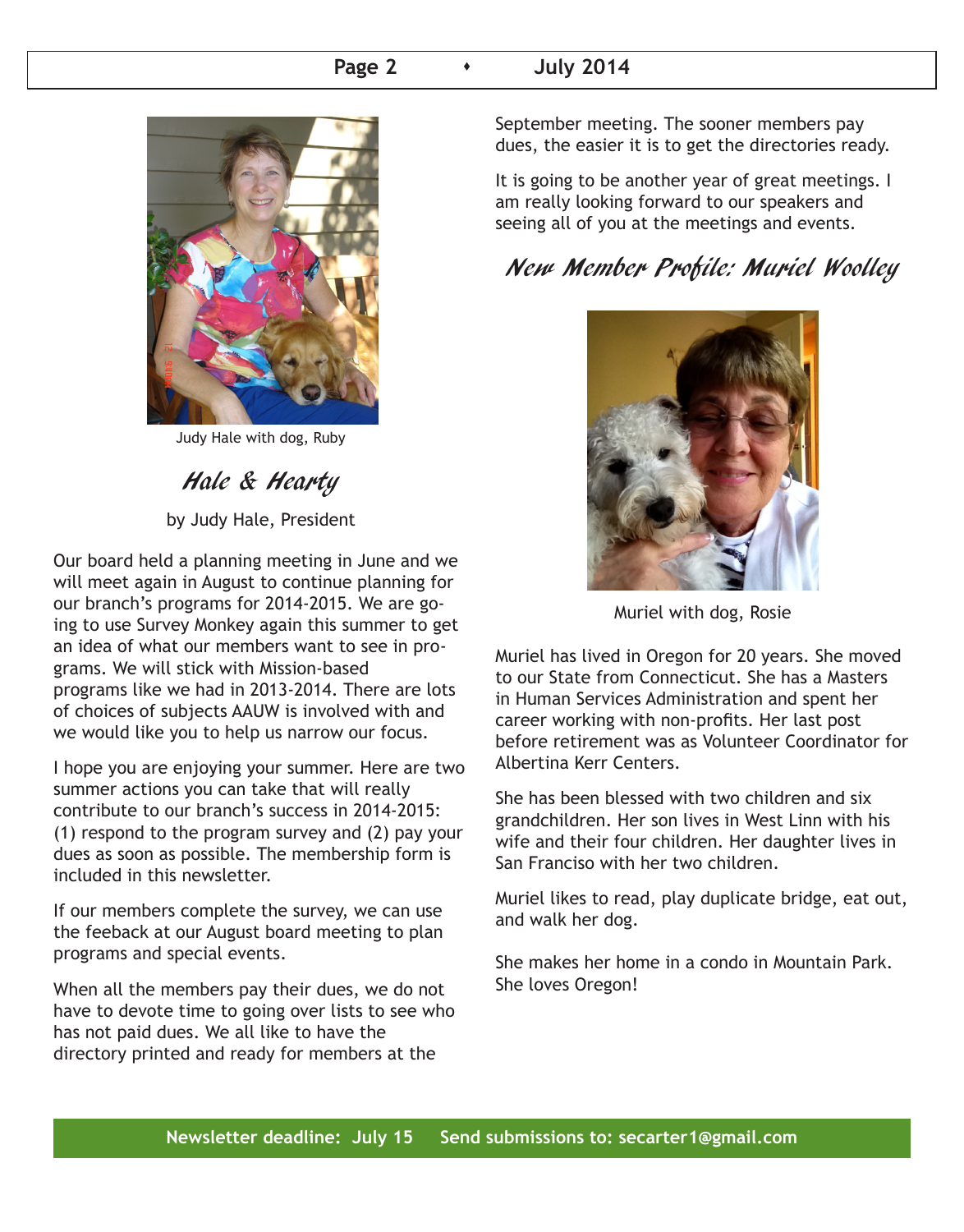Judy Hale with dog, Ruby

## Hale & Hearty

by Judy Hale, President

Our board held a planning meeting in June and we will meet again in August to continue planning for our branch's programs for 2014-2015. We are going to use Survey Monkey again this summer to get an idea of what our members want to see in programs. We will stick with Mission-based programs like we had in 2013-2014. There are lots of choices of subjects AAUW is involved with and we would like you to help us narrow our focus.

I hope you are enjoying your summer. Here are two summer actions you can take that will really contribute to our branch's success in 2014-2015: (1) respond to the program survey and (2) pay your dues as soon as possible. The membership form is included in this newsletter.

If our members complete the survey, we can use the feeback at our August board meeting to plan programs and special events.

When all the members pay their dues, we do not have to devote time to going over lists to see who has not paid dues. We all like to have the directory printed and ready for members at the September meeting. The sooner members pay dues, the easier it is to get the directories ready.

It is going to be another year of great meetings. I am really looking forward to our speakers and seeing all of you at the meetings and events.

## New Member Profile: Muriel Woolley

Muriel with dog, Rosie

Muriel has lived in Oregon for 20 years. She moved to our State from Connecticut. She has a Masters in Human Services Administration and spent her career working with non-profits. Her last post before retirement was as Volunteer Coordinator for Albertina Kerr Centers.

She has been blessed with two children and six grandchildren. Her son lives in West Linn with his wife and their four children. Her daughter lives in San Franciso with her two children.

Muriel likes to read, play duplicate bridge, eat out, and walk her dog.

She makes her home in a condo in Mountain Park. She loves Oregon!

**Newsletter deadline: July 15  Send submissions to: secarter1@gmail.com**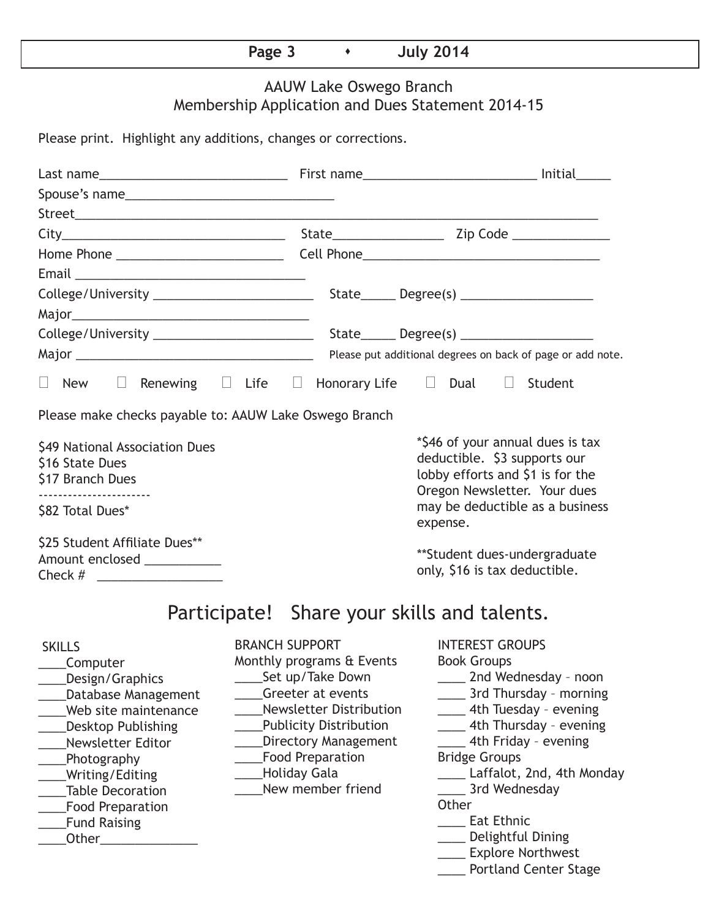## AAUW Lake Oswego Branch
## Membership Application and Dues Statement 2014-15

Please print. Highlight any additions, changes or corrections.

Last name___________________________ First name_________________________ Initial_____

Spouse's name______________________________

Street__________________________________________________________________________

City________________________________ State________________ Zip Code ______________

Home Phone ________________________ Cell Phone___________________________________

Email _________________________________

College/University _______________________ State_____ Degree(s) ___________________

Major___________________________________

College/University _______________________ State_____ Degree(s) ___________________

Major ___________________________________ Please put additional degrees on back of page or add note.

☐ New ☐ Renewing ☐ Life ☐ Honorary Life ☐ Dual ☐ Student

Please make checks payable to: AAUW Lake Oswego Branch

$49 National Association Dues
$16 State Dues
$17 Branch Dues
----------------------
$82 Total Dues*

$25 Student Affiliate Dues**
Amount enclosed ___________
Check # __________________

*$46 of your annual dues is tax deductible. $3 supports our lobby efforts and $1 is for the Oregon Newsletter. Your dues may be deductible as a business expense.

**Student dues-undergraduate only, $16 is tax deductible.

## Participate! Share your skills and talents.

SKILLS

____Computer
____Design/Graphics
____Database Management
____Web site maintenance
____Desktop Publishing
____Newsletter Editor
____Photography
____Writing/Editing
____Table Decoration
____Food Preparation
____Fund Raising
____Other______________

BRANCH SUPPORT

Monthly programs & Events

____Set up/Take Down
____Greeter at events
____Newsletter Distribution
____Publicity Distribution
____Directory Management
____Food Preparation
____Holiday Gala
____New member friend

INTEREST GROUPS

Book Groups

____ 2nd Wednesday – noon
____ 3rd Thursday – morning
____ 4th Tuesday – evening
____ 4th Thursday – evening
____ 4th Friday – evening

Bridge Groups

____ Laffalot, 2nd, 4th Monday
____ 3rd Wednesday

Other

____ Eat Ethnic
____ Delightful Dining
____ Explore Northwest
____ Portland Center Stage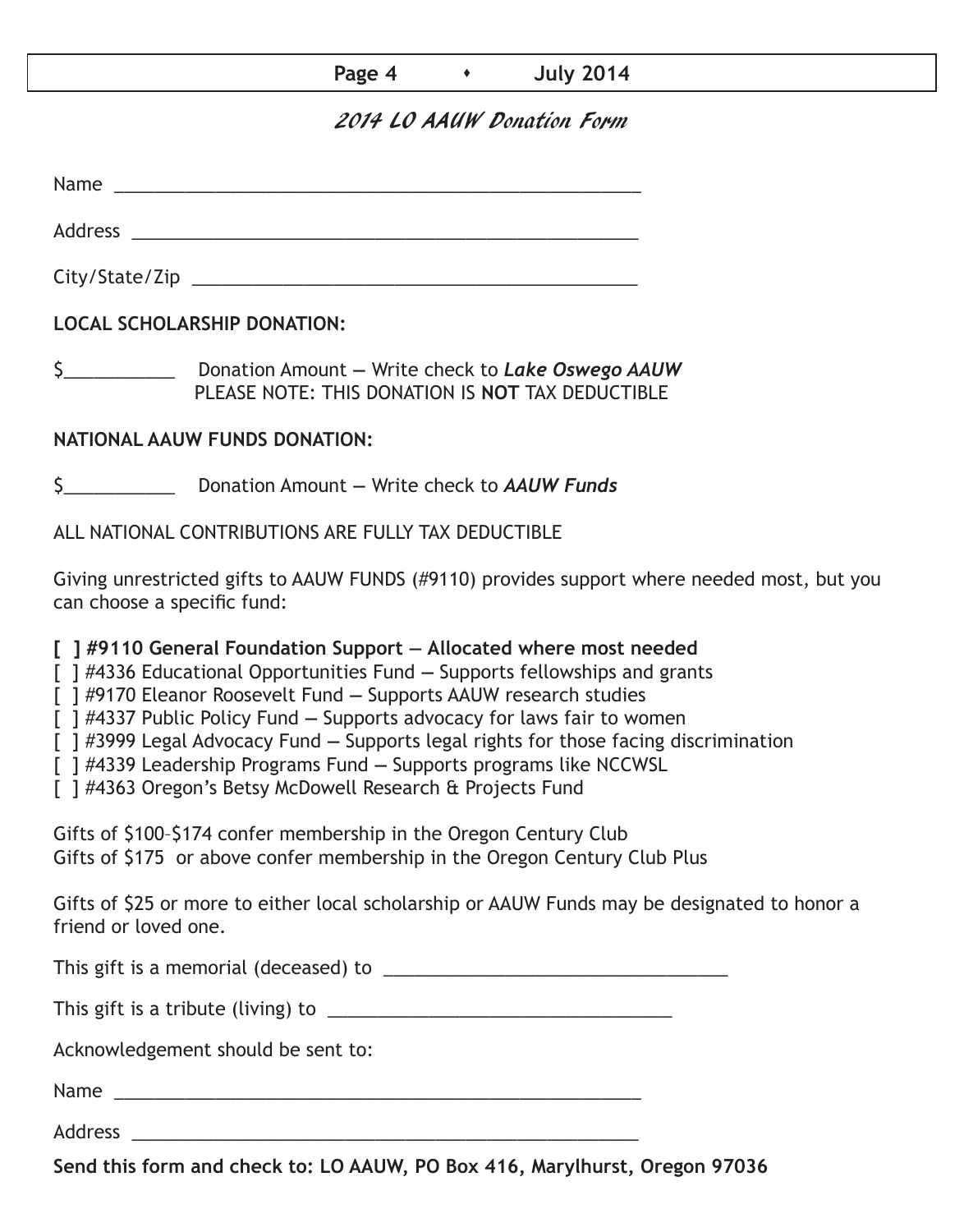## 2014 LO AAUW Donation Form

Name ____________________________________________________

Address __________________________________________________

City/State/Zip ______________________________________________

**LOCAL SCHOLARSHIP DONATION:**

$___________ Donation Amount — Write check to ***Lake Oswego AAUW***
PLEASE NOTE: THIS DONATION IS **NOT** TAX DEDUCTIBLE

**NATIONAL AAUW FUNDS DONATION:**

$___________ Donation Amount — Write check to ***AAUW Funds***

ALL NATIONAL CONTRIBUTIONS ARE FULLY TAX DEDUCTIBLE

Giving unrestricted gifts to AAUW FUNDS (#9110) provides support where needed most, but you can choose a specific fund:

**[ ] #9110 General Foundation Support — Allocated where most needed**
[ ] #4336 Educational Opportunities Fund — Supports fellowships and grants
[ ] #9170 Eleanor Roosevelt Fund — Supports AAUW research studies
[ ] #4337 Public Policy Fund — Supports advocacy for laws fair to women
[ ] #3999 Legal Advocacy Fund — Supports legal rights for those facing discrimination
[ ] #4339 Leadership Programs Fund — Supports programs like NCCWSL
[ ] #4363 Oregon's Betsy McDowell Research & Projects Fund

Gifts of $100–$174 confer membership in the Oregon Century Club
Gifts of $175 or above confer membership in the Oregon Century Club Plus

Gifts of $25 or more to either local scholarship or AAUW Funds may be designated to honor a friend or loved one.

This gift is a memorial (deceased) to __________________________________

This gift is a tribute (living) to __________________________________

Acknowledgement should be sent to:

Name ____________________________________________________

Address __________________________________________________

**Send this form and check to: LO AAUW, PO Box 416, Marylhurst, Oregon 97036**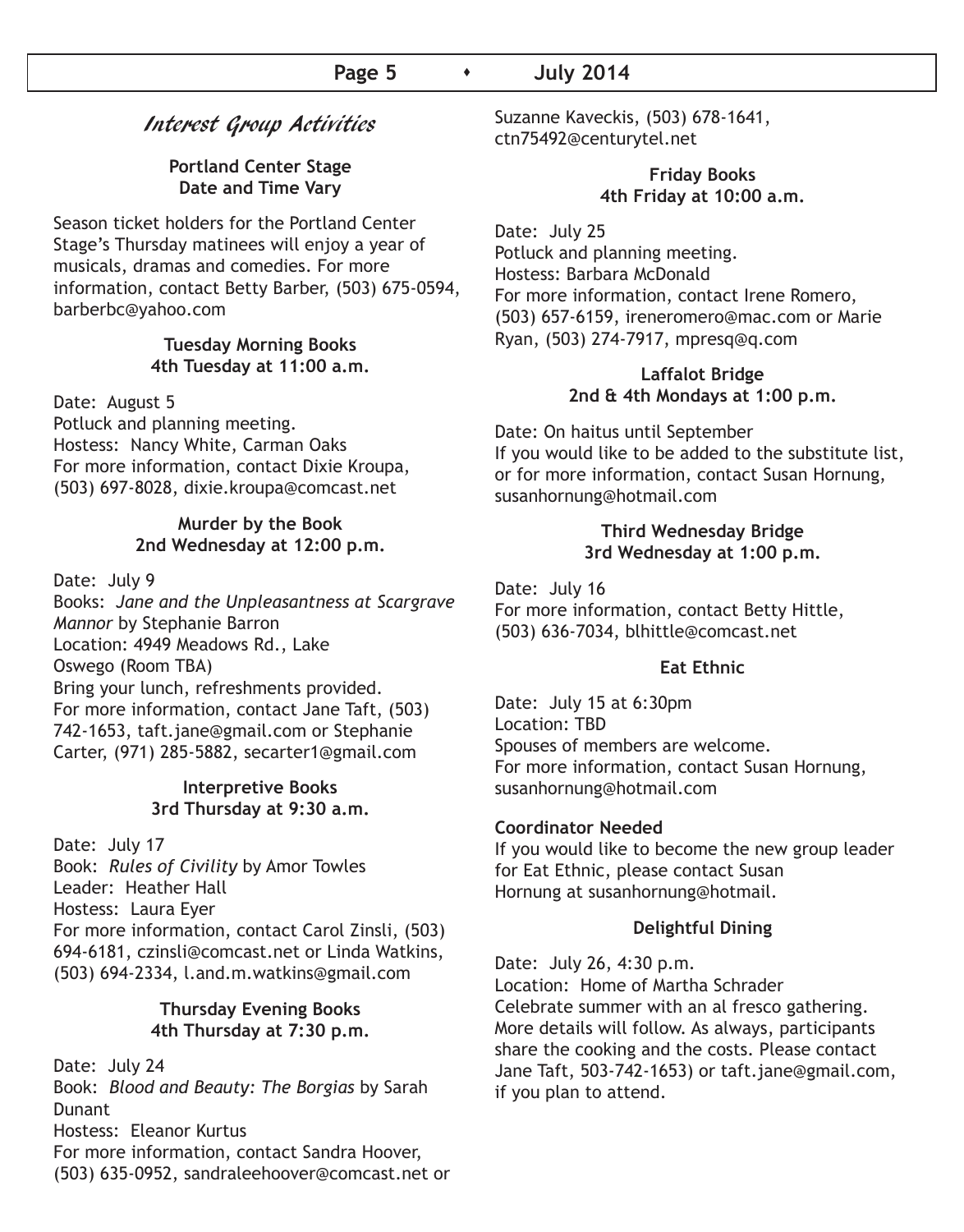# Interest Group Activities

**Portland Center Stage**
**Date and Time Vary**

Season ticket holders for the Portland Center Stage's Thursday matinees will enjoy a year of musicals, dramas and comedies. For more information, contact Betty Barber, (503) 675-0594, barberbc@yahoo.com

**Tuesday Morning Books**
**4th Tuesday at 11:00 a.m.**

Date: August 5
Potluck and planning meeting.
Hostess: Nancy White, Carman Oaks
For more information, contact Dixie Kroupa, (503) 697-8028, dixie.kroupa@comcast.net

**Murder by the Book**
**2nd Wednesday at 12:00 p.m.**

Date: July 9
Books: *Jane and the Unpleasantness at Scargrave Mannor* by Stephanie Barron
Location: 4949 Meadows Rd., Lake Oswego (Room TBA)
Bring your lunch, refreshments provided.
For more information, contact Jane Taft, (503) 742-1653, taft.jane@gmail.com or Stephanie Carter, (971) 285-5882, secarter1@gmail.com

**Interpretive Books**
**3rd Thursday at 9:30 a.m.**

Date: July 17
Book: *Rules of Civility* by Amor Towles
Leader: Heather Hall
Hostess: Laura Eyer
For more information, contact Carol Zinsli, (503) 694-6181, czinsli@comcast.net or Linda Watkins, (503) 694-2334, l.and.m.watkins@gmail.com

**Thursday Evening Books**
**4th Thursday at 7:30 p.m.**

Date: July 24
Book: *Blood and Beauty: The Borgias* by Sarah Dunant
Hostess: Eleanor Kurtus
For more information, contact Sandra Hoover, (503) 635-0952, sandraleehoover@comcast.net or Suzanne Kaveckis, (503) 678-1641, ctn75492@centurytel.net

**Friday Books**
**4th Friday at 10:00 a.m.**

Date: July 25
Potluck and planning meeting.
Hostess: Barbara McDonald
For more information, contact Irene Romero, (503) 657-6159, ireneromero@mac.com or Marie Ryan, (503) 274-7917, mpresq@q.com

**Laffalot Bridge**
**2nd & 4th Mondays at 1:00 p.m.**

Date: On haitus until September
If you would like to be added to the substitute list, or for more information, contact Susan Hornung, susanhornung@hotmail.com

**Third Wednesday Bridge**
**3rd Wednesday at 1:00 p.m.**

Date: July 16
For more information, contact Betty Hittle, (503) 636-7034, blhittle@comcast.net

**Eat Ethnic**

Date: July 15 at 6:30pm
Location: TBD
Spouses of members are welcome.
For more information, contact Susan Hornung, susanhornung@hotmail.com

**Coordinator Needed**
If you would like to become the new group leader for Eat Ethnic, please contact Susan Hornung at susanhornung@hotmail.

**Delightful Dining**

Date: July 26, 4:30 p.m.
Location: Home of Martha Schrader
Celebrate summer with an al fresco gathering. More details will follow. As always, participants share the cooking and the costs. Please contact Jane Taft, 503-742-1653) or taft.jane@gmail.com, if you plan to attend.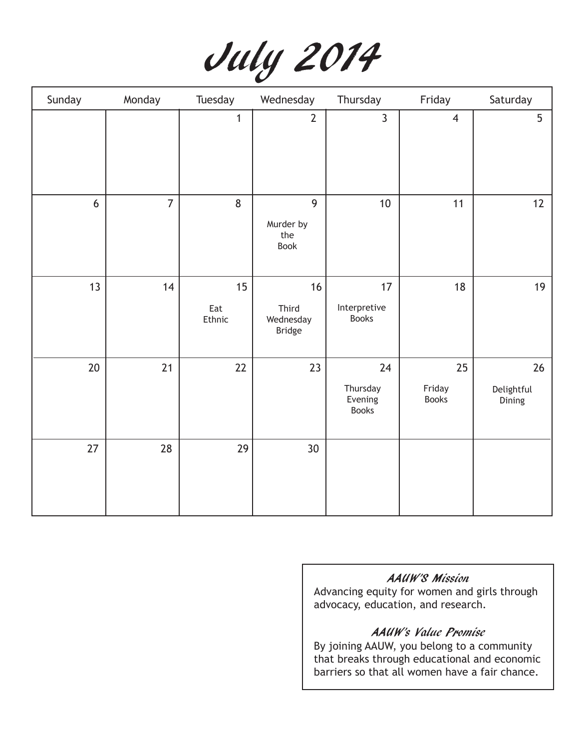# July 2014

| Sunday | Monday | Tuesday | Wednesday | Thursday | Friday | Saturday |
|---|---|---|---|---|---|---|
| | | 1 | 2 | 3 | 4 | 5 |
| 6 | 7 | 8 | 9 Murder by the Book | 10 | 11 | 12 |
| 13 | 14 | 15 Eat Ethnic | 16 Third Wednesday Bridge | 17 Interpretive Books | 18 | 19 |
| 20 | 21 | 22 | 23 | 24 Thursday Evening Books | 25 Friday Books | 26 Delightful Dining |
| 27 | 28 | 29 | 30 | | | |

### *AAUW'S Mission*

Advancing equity for women and girls through advocacy, education, and research.

### *AAUW's Value Promise*

By joining AAUW, you belong to a community that breaks through educational and economic barriers so that all women have a fair chance.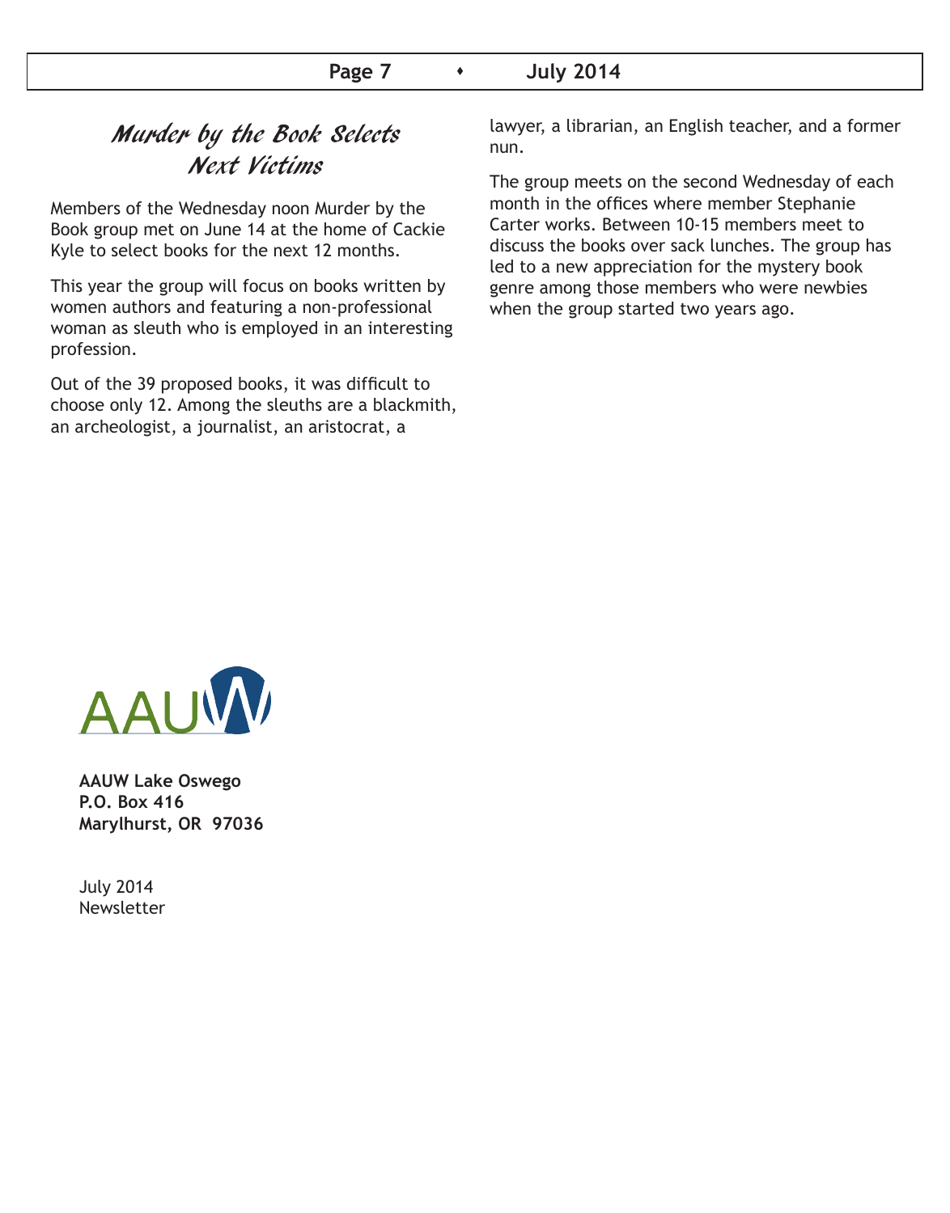## *Murder by the Book Selects Next Victims*

Members of the Wednesday noon Murder by the Book group met on June 14 at the home of Cackie Kyle to select books for the next 12 months.

This year the group will focus on books written by women authors and featuring a non-professional woman as sleuth who is employed in an interesting profession.

Out of the 39 proposed books, it was difficult to choose only 12. Among the sleuths are a blackmith, an archeologist, a journalist, an aristocrat, a lawyer, a librarian, an English teacher, and a former nun.

The group meets on the second Wednesday of each month in the offices where member Stephanie Carter works. Between 10-15 members meet to discuss the books over sack lunches. The group has led to a new appreciation for the mystery book genre among those members who were newbies when the group started two years ago.

AAUW

**AAUW Lake Oswego**
**P.O. Box 416**
**Marylhurst, OR 97036**

July 2014
Newsletter